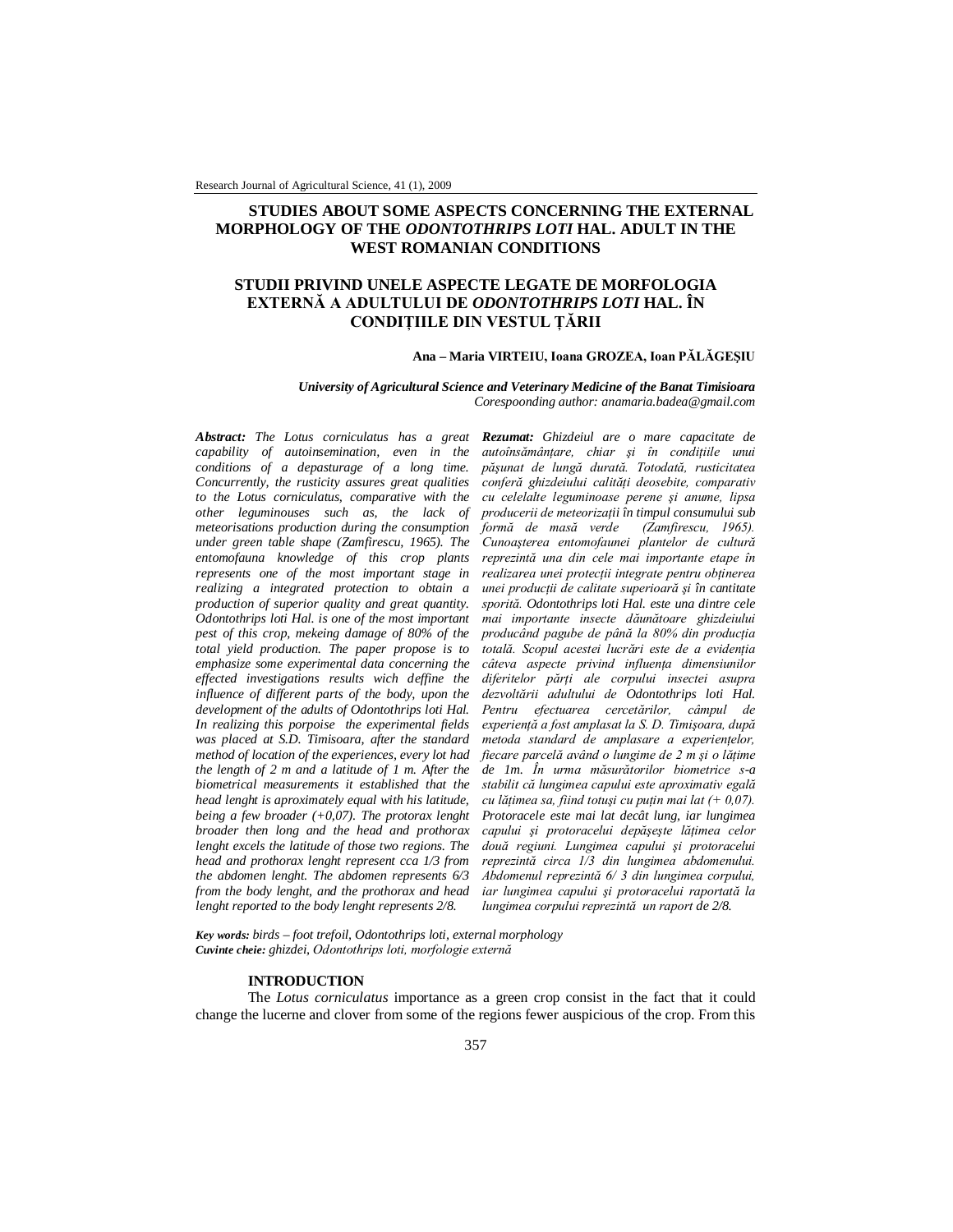# STUDIES ABOUT SOME ASPECTS CONCERNING THE EXTERNAL MORPHOLOGY OF THE *ODONTOTHRIPS LOTI* HAL. ADULT IN THE WEST ROMANIAN CONDITIONS

# STUDII PRIVIND UNELE ASPECTE LEGATE DE MORFOLOGIA EXTERNĂ A ADULTULUI DE *ODONTOTHRIPS LOTI* HAL. ÎN CONDIȚIILE DIN VESTUL ȚĂRII

**Ana – Maria VIRTEIU, Ioana GROZEA, Ioan PĂLĂGEȘIU**

***University of Agricultural Science and Veterinary Medicine of the Banat Timisioara***
*Corespoonding author: anamaria.badea@gmail.com*

***Abstract:*** *The Lotus corniculatus has a great capability of autoinsemination, even in the conditions of a depasturage of a long time. Concurrently, the rusticity assures great qualities to the Lotus corniculatus, comparative with the other leguminouses such as, the lack of meteorisations production during the consumption under green table shape (Zamfirescu, 1965). The entomofauna knowledge of this crop plants represents one of the most important stage in realizing a integrated protection to obtain a production of superior quality and great quantity. Odontothrips loti Hal. is one of the most important pest of this crop, mekeing damage of 80% of the total yield production. The paper propose is to emphasize some experimental data concerning the effected investigations results wich deffine the influence of different parts of the body, upon the development of the adults of Odontothrips loti Hal. In realizing this porpoise the experimental fields was placed at S.D. Timisoara, after the standard method of location of the experiences, every lot had the length of 2 m and a latitude of 1 m. After the biometrical measurements it established that the head lenght is aproximately equal with his latitude, being a few broader (+0,07). The protorax lenght broader then long and the head and prothorax lenght excels the latitude of those two regions. The head and prothorax lenght represent cca 1/3 from the abdomen lenght. The abdomen represents 6/3 from the body lenght, and the prothorax and head lenght reported to the body lenght represents 2/8.*

***Rezumat:*** *Ghizdeiul are o mare capacitate de autoînsămânțare, chiar și în condițiile unui pășunat de lungă durată. Totodată, rusticitatea conferă ghizdeiului calități deosebite, comparativ cu celelalte leguminoase perene și anume, lipsa producerii de meteorizații în timpul consumului sub formă de masă verde (Zamfirescu, 1965). Cunoașterea entomofaunei plantelor de cultură reprezintă una din cele mai importante etape în realizarea unei protecții integrate pentru obținerea unei producții de calitate superioară și în cantitate sporită. Odontothrips loti Hal. este una dintre cele mai importante insecte dăunătoare ghizdeiului producând pagube de până la 80% din producția totală. Scopul acestei lucrări este de a evidenția câteva aspecte privind influența dimensiunilor diferitelor părți ale corpului insectei asupra dezvoltării adultului de Odontothrips loti Hal. Pentru efectuarea cercetărilor, câmpul de experiență a fost amplasat la S. D. Timișoara, după metoda standard de amplasare a experiențelor, fiecare parcelă având o lungime de 2 m și o lățime de 1m. În urma măsurătorilor biometrice s-a stabilit că lungimea capului este aproximativ egală cu lățimea sa, fiind totuși cu puțin mai lat (+ 0,07). Protoracele este mai lat decât lung, iar lungimea capului și protoracelui depășește lățimea celor două regiuni. Lungimea capului și protoracelui reprezintă circa 1/3 din lungimea abdomenului. Abdomenul reprezintă 6/ 3 din lungimea corpului, iar lungimea capului și protoracelui raportată la lungimea corpului reprezintă un raport de 2/8.*

***Key words:*** *birds – foot trefoil, Odontothrips loti, external morphology*
***Cuvinte cheie:*** *ghizdei, Odontothrips loti, morfologie externă*

## INTRODUCTION

The *Lotus corniculatus* importance as a green crop consist in the fact that it could change the lucerne and clover from some of the regions fewer auspicious of the crop. From this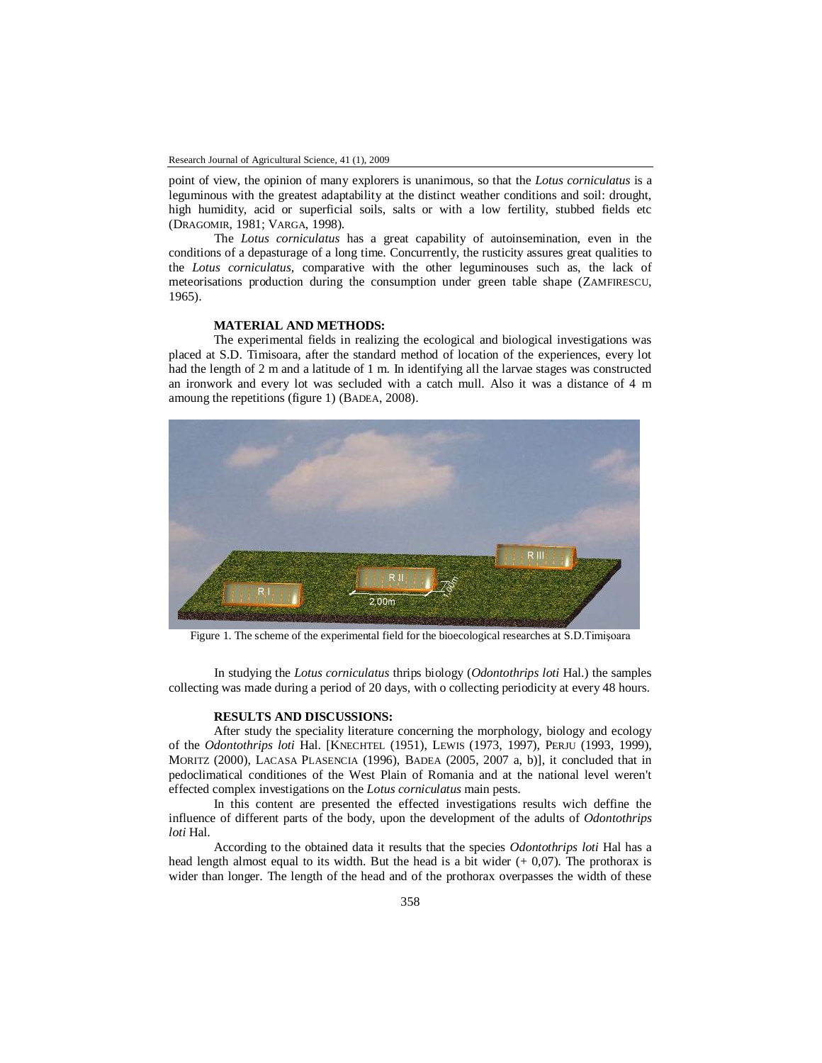point of view, the opinion of many explorers is unanimous, so that the *Lotus corniculatus* is a leguminous with the greatest adaptability at the distinct weather conditions and soil: drought, high humidity, acid or superficial soils, salts or with a low fertility, stubbed fields etc (DRAGOMIR, 1981; VARGA, 1998).

The *Lotus corniculatus* has a great capability of autoinsemination, even in the conditions of a depasturage of a long time. Concurrently, the rusticity assures great qualities to the *Lotus corniculatus,* comparative with the other leguminouses such as, the lack of meteorisations production during the consumption under green table shape (ZAMFIRESCU, 1965).

## MATERIAL AND METHODS:

The experimental fields in realizing the ecological and biological investigations was placed at S.D. Timisoara, after the standard method of location of the experiences, every lot had the length of 2 m and a latitude of 1 m. In identifying all the larvae stages was constructed an ironwork and every lot was secluded with a catch mull. Also it was a distance of 4 m amoung the repetitions (figure 1) (BADEA, 2008).

Figure 1. The scheme of the experimental field for the bioecological researches at S.D.Timişoara

In studying the *Lotus corniculatus* thrips biology (*Odontothrips loti* Hal.) the samples collecting was made during a period of 20 days, with o collecting periodicity at every 48 hours.

## RESULTS AND DISCUSSIONS:

After study the speciality literature concerning the morphology, biology and ecology of the *Odontothrips loti* Hal. [KNECHTEL (1951), LEWIS (1973, 1997), PERJU (1993, 1999), MORITZ (2000), LACASA PLASENCIA (1996), BADEA (2005, 2007 a, b)], it concluded that in pedoclimatical conditiones of the West Plain of Romania and at the national level weren't effected complex investigations on the *Lotus corniculatus* main pests.

In this content are presented the effected investigations results wich deffine the influence of different parts of the body, upon the development of the adults of *Odontothrips loti* Hal.

According to the obtained data it results that the species *Odontothrips loti* Hal has a head length almost equal to its width. But the head is a bit wider (+ 0,07). The prothorax is wider than longer. The length of the head and of the prothorax overpasses the width of these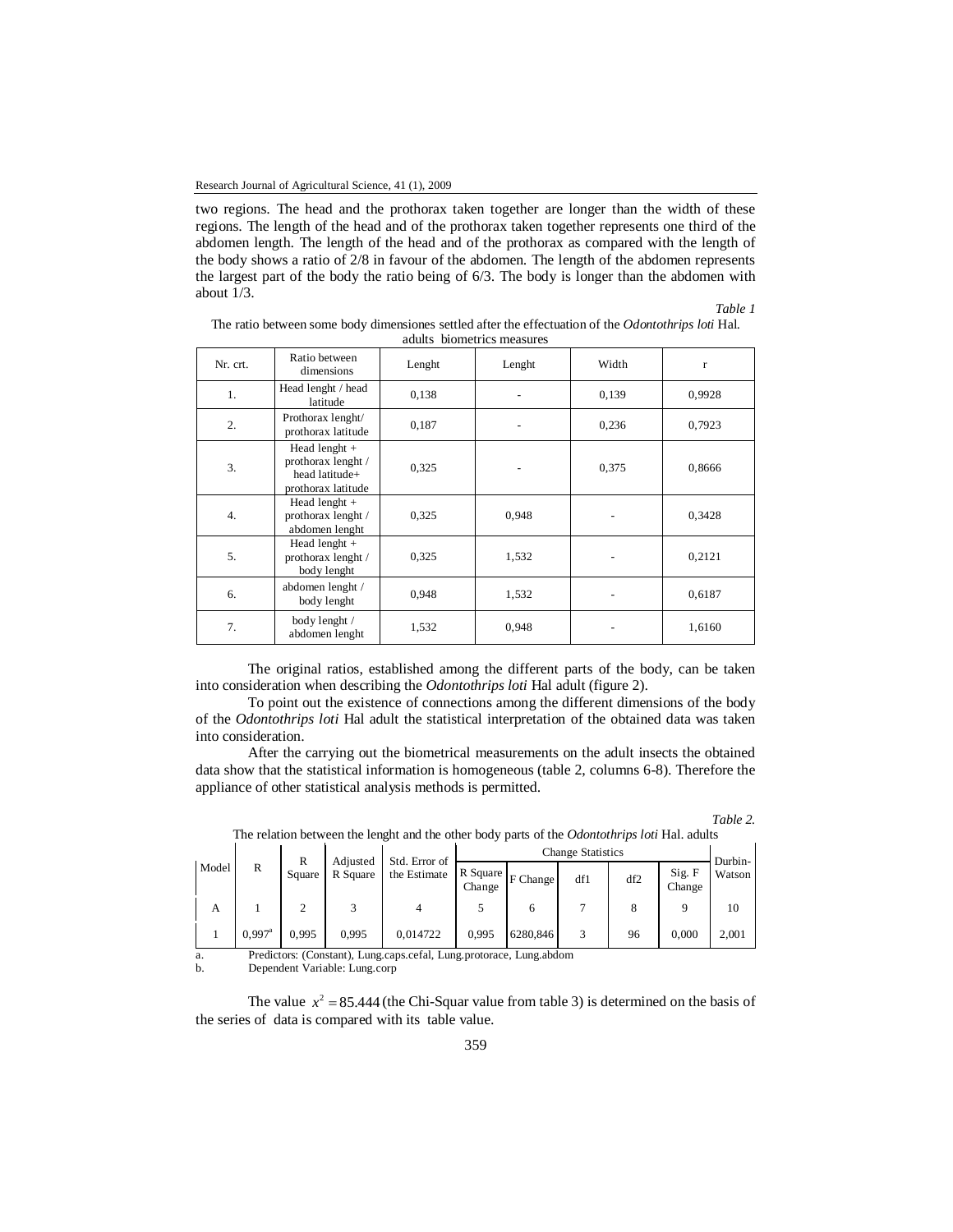two regions. The head and the prothorax taken together are longer than the width of these regions. The length of the head and of the prothorax taken together represents one third of the abdomen length. The length of the head and of the prothorax as compared with the length of the body shows a ratio of 2/8 in favour of the abdomen. The length of the abdomen represents the largest part of the body the ratio being of 6/3. The body is longer than the abdomen with about 1/3.

*Table 1*

The ratio between some body dimensiones settled after the effectuation of the *Odontothrips loti* Hal. adults biometrics measures

| Nr. crt. | Ratio between dimensions | Lenght | Lenght | Width | r |
|---|---|---|---|---|---|
| 1. | Head lenght / head latitude | 0,138 | - | 0,139 | 0,9928 |
| 2. | Prothorax lenght/ prothorax latitude | 0,187 | - | 0,236 | 0,7923 |
| 3. | Head lenght + prothorax lenght / head latitude+ prothorax latitude | 0,325 | - | 0,375 | 0,8666 |
| 4. | Head lenght + prothorax lenght / abdomen lenght | 0,325 | 0,948 | - | 0,3428 |
| 5. | Head lenght + prothorax lenght / body lenght | 0,325 | 1,532 | - | 0,2121 |
| 6. | abdomen lenght / body lenght | 0,948 | 1,532 | - | 0,6187 |
| 7. | body lenght / abdomen lenght | 1,532 | 0,948 | - | 1,6160 |

The original ratios, established among the different parts of the body, can be taken into consideration when describing the *Odontothrips loti* Hal adult (figure 2).

To point out the existence of connections among the different dimensions of the body of the *Odontothrips loti* Hal adult the statistical interpretation of the obtained data was taken into consideration.

After the carrying out the biometrical measurements on the adult insects the obtained data show that the statistical information is homogeneous (table 2, columns 6-8). Therefore the appliance of other statistical analysis methods is permitted.

*Table 2.*

The relation between the lenght and the other body parts of the *Odontothrips loti* Hal. adults

| Model | R | R Square | Adjusted R Square | Std. Error of the Estimate | Change Statistics | | | | | Durbin-Watson |
|---|---|---|---|---|---|---|---|---|---|---|
| | | | | | R Square Change | F Change | df1 | df2 | Sig. F Change | |
| A | 1 | 2 | 3 | 4 | 5 | 6 | 7 | 8 | 9 | 10 |
| 1 | 0,997[a] | 0,995 | 0,995 | 0,014722 | 0,995 | 6280,846 | 3 | 96 | 0,000 | 2,001 |

a. Predictors: (Constant), Lung.caps.cefal, Lung.protorace, Lung.abdom

b. Dependent Variable: Lung.corp

The value $x^2 = 85.444$ (the Chi-Squar value from table 3) is determined on the basis of the series of data is compared with its table value.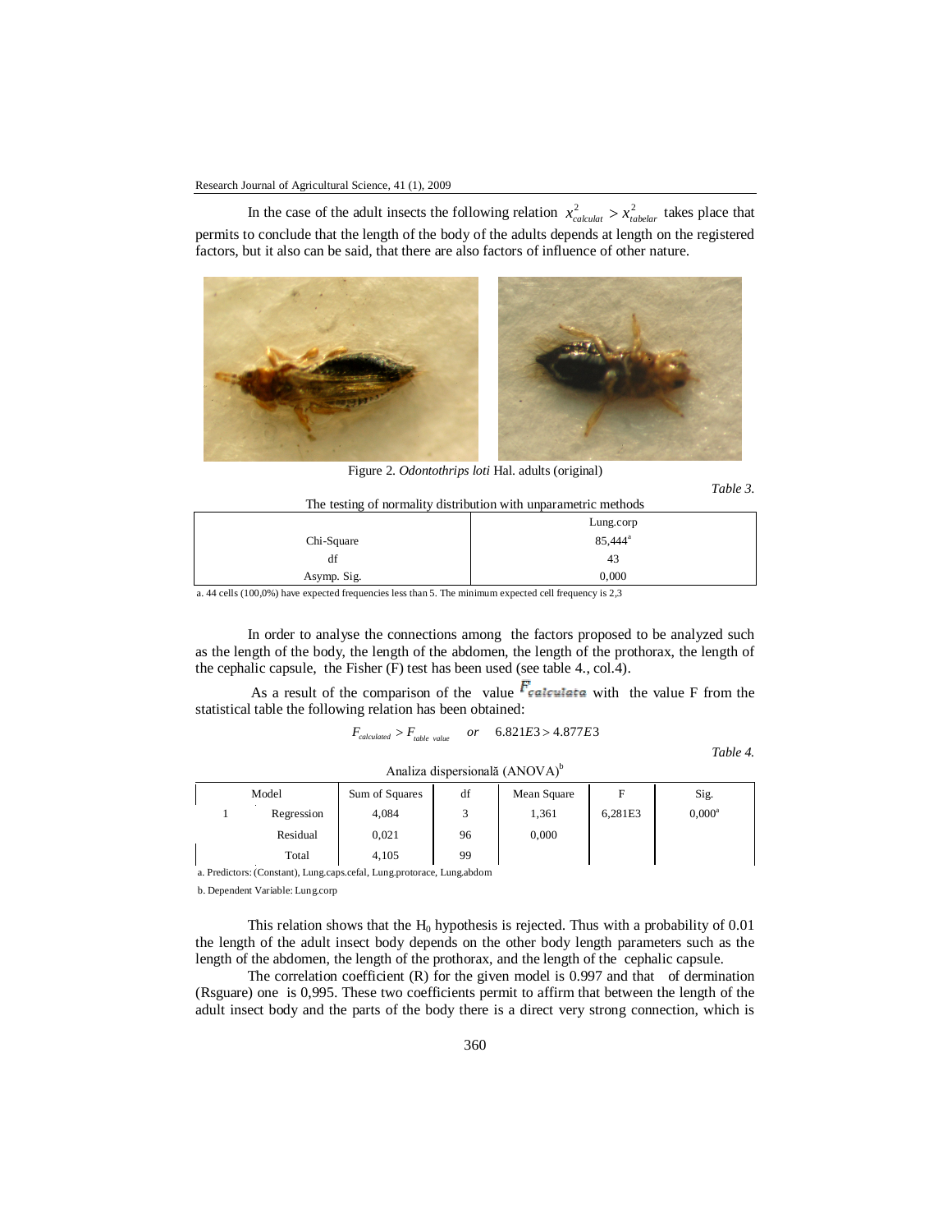In the case of the adult insects the following relation $x^2_{calculat} > x^2_{tabelar}$ takes place that permits to conclude that the length of the body of the adults depends at length on the registered factors, but it also can be said, that there are also factors of influence of other nature.

Figure 2. *Odontothrips loti* Hal. adults (original)

*Table 3.*

The testing of normality distribution with unparametric methods

| | Lung.corp |
|---|---|
| Chi-Square | 85,444[a] |
| df | 43 |
| Asymp. Sig. | 0,000 |

a. 44 cells (100,0%) have expected frequencies less than 5. The minimum expected cell frequency is 2,3

In order to analyse the connections among the factors proposed to be analyzed such as the length of the body, the length of the abdomen, the length of the prothorax, the length of the cephalic capsule, the Fisher (F) test has been used (see table 4., col.4).

As a result of the comparison of the value $F_{calculata}$ with the value F from the statistical table the following relation has been obtained:

$$F_{calculated} > F_{table\ value} \quad or \quad 6.821E3 > 4.877E3$$

*Table 4.*

Analiza dispersională (ANOVA)[b]

| Model | | Sum of Squares | df | Mean Square | F | Sig. |
|---|---|---|---|---|---|---|
| 1 | Regression | 4,084 | 3 | 1,361 | 6,281E3 | 0,000[a] |
| | Residual | 0,021 | 96 | 0,000 | | |
| | Total | 4,105 | 99 | | | |

a. Predictors: (Constant), Lung.caps.cefal, Lung.protorace, Lung.abdom

b. Dependent Variable: Lung.corp

This relation shows that the $H_0$ hypothesis is rejected. Thus with a probability of 0.01 the length of the adult insect body depends on the other body length parameters such as the length of the abdomen, the length of the prothorax, and the length of the cephalic capsule.

The correlation coefficient (R) for the given model is 0.997 and that of dermination (Rsguare) one is 0,995. These two coefficients permit to affirm that between the length of the adult insect body and the parts of the body there is a direct very strong connection, which is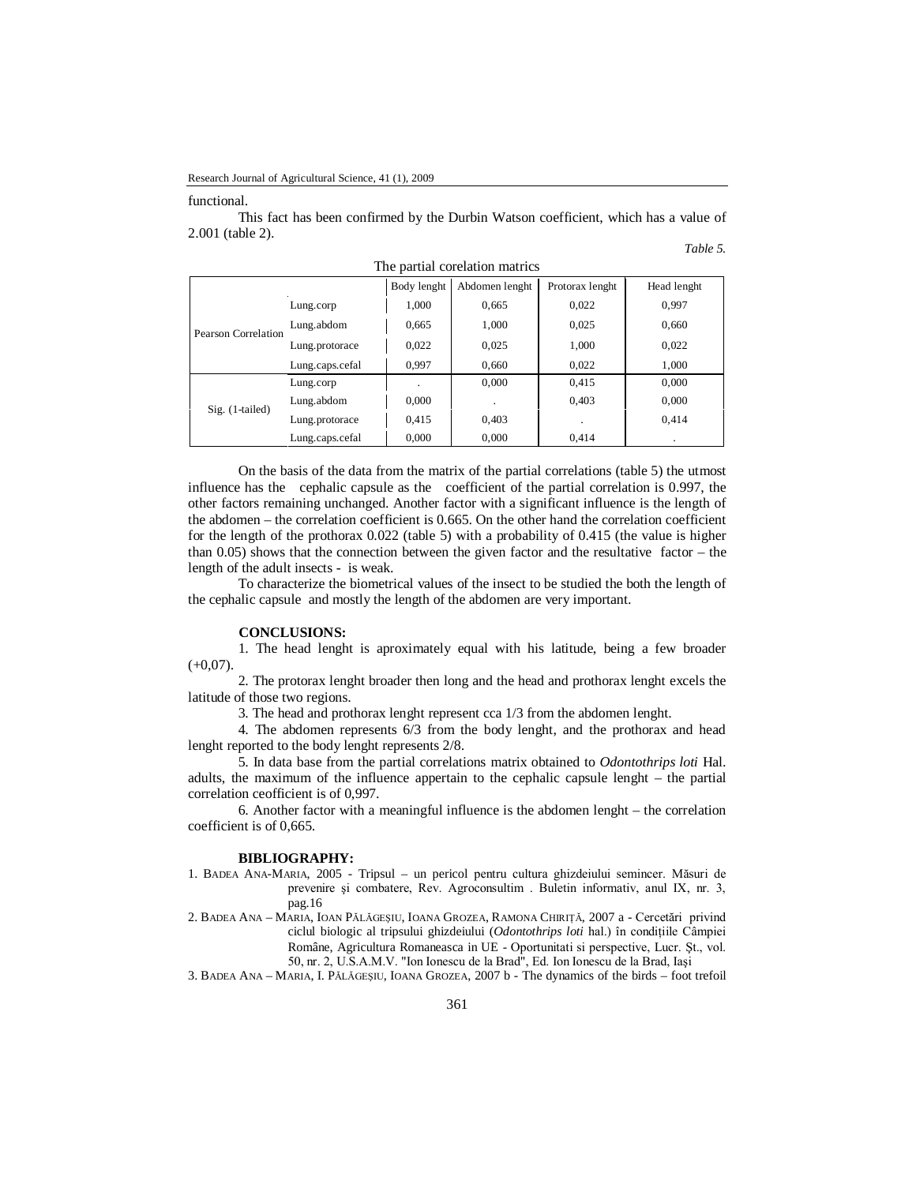functional.

This fact has been confirmed by the Durbin Watson coefficient, which has a value of 2.001 (table 2).

*Table 5.*

The partial corelation matrics

| | | Body lenght | Abdomen lenght | Protorax lenght | Head lenght |
|---|---|---|---|---|---|
| Pearson Correlation | Lung.corp | 1,000 | 0,665 | 0,022 | 0,997 |
| | Lung.abdom | 0,665 | 1,000 | 0,025 | 0,660 |
| | Lung.protorace | 0,022 | 0,025 | 1,000 | 0,022 |
| | Lung.caps.cefal | 0,997 | 0,660 | 0,022 | 1,000 |
| Sig. (1-tailed) | Lung.corp | . | 0,000 | 0,415 | 0,000 |
| | Lung.abdom | 0,000 | . | 0,403 | 0,000 |
| | Lung.protorace | 0,415 | 0,403 | . | 0,414 |
| | Lung.caps.cefal | 0,000 | 0,000 | 0,414 | . |

On the basis of the data from the matrix of the partial correlations (table 5) the utmost influence has the cephalic capsule as the coefficient of the partial correlation is 0.997, the other factors remaining unchanged. Another factor with a significant influence is the length of the abdomen – the correlation coefficient is 0.665. On the other hand the correlation coefficient for the length of the prothorax 0.022 (table 5) with a probability of 0.415 (the value is higher than 0.05) shows that the connection between the given factor and the resultative factor – the length of the adult insects - is weak.

To characterize the biometrical values of the insect to be studied the both the length of the cephalic capsule and mostly the length of the abdomen are very important.

## CONCLUSIONS:

1. The head lenght is aproximately equal with his latitude, being a few broader (+0,07).

2. The protorax lenght broader then long and the head and prothorax lenght excels the latitude of those two regions.

3. The head and prothorax lenght represent cca 1/3 from the abdomen lenght.

4. The abdomen represents 6/3 from the body lenght, and the prothorax and head lenght reported to the body lenght represents 2/8.

5. In data base from the partial correlations matrix obtained to *Odontothrips loti* Hal. adults, the maximum of the influence appertain to the cephalic capsule lenght – the partial correlation ceofficient is of 0,997.

6. Another factor with a meaningful influence is the abdomen lenght – the correlation coefficient is of 0,665.

## BIBLIOGRAPHY:

1. BADEA ANA-MARIA, 2005 - Tripsul – un pericol pentru cultura ghizdeiului semincer. Măsuri de prevenire şi combatere, Rev. Agroconsultim . Buletin informativ, anul IX, nr. 3, pag.16
2. BADEA ANA – MARIA, IOAN PĂLĂGEŞIU, IOANA GROZEA, RAMONA CHIRIŢĂ, 2007 a - Cercetări privind ciclul biologic al tripsului ghizdeiului (*Odontothrips loti* hal.) în condiţiile Câmpiei Române, Agricultura Romaneasca in UE - Oportunitati si perspective, Lucr. Şt., vol. 50, nr. 2, U.S.A.M.V. "Ion Ionescu de la Brad", Ed. Ion Ionescu de la Brad, Iaşi
3. BADEA ANA – MARIA, I. PĂLĂGEŞIU, IOANA GROZEA, 2007 b - The dynamics of the birds – foot trefoil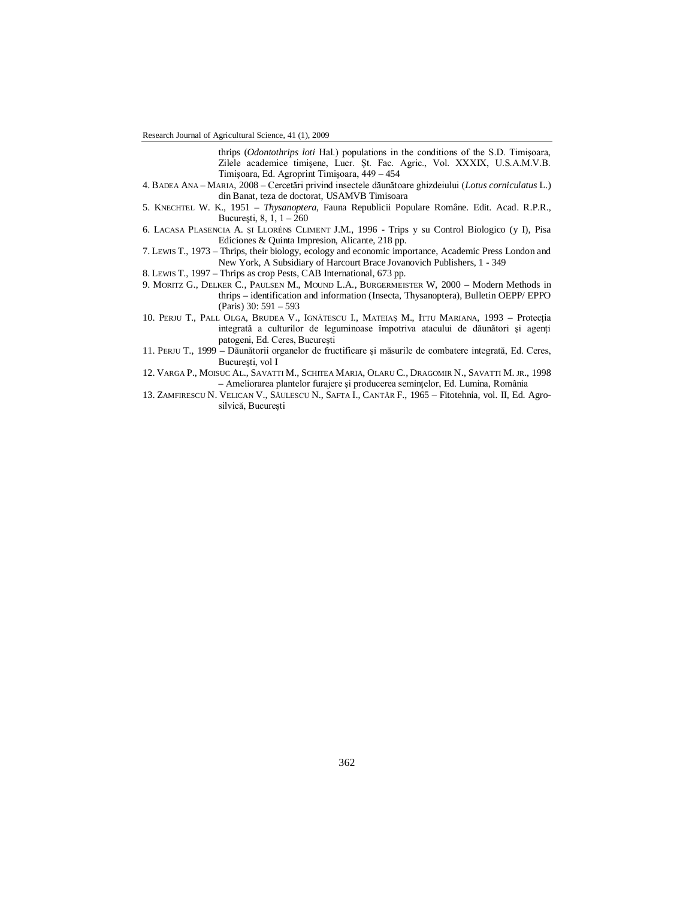thrips (*Odontothrips loti* Hal.) populations in the conditions of the S.D. Timişoara, Zilele academice timişene, Lucr. Şt. Fac. Agric., Vol. XXXIX, U.S.A.M.V.B. Timişoara, Ed. Agroprint Timişoara, 449 – 454

4. BADEA ANA – MARIA, 2008 – Cercetări privind insectele dăunătoare ghizdeiului (*Lotus corniculatus* L.) din Banat, teza de doctorat, USAMVB Timisoara
5. KNECHTEL W. K., 1951 – *Thysanoptera*, Fauna Republicii Populare Române. Edit. Acad. R.P.R., Bucureşti, 8, 1, 1 – 260
6. LACASA PLASENCIA A. ŞI LLORÉNS CLIMENT J.M., 1996 - Trips y su Control Biologico (y I), Pisa Ediciones & Quinta Impresion, Alicante, 218 pp.
7. LEWIS T., 1973 – Thrips, their biology, ecology and economic importance, Academic Press London and New York, A Subsidiary of Harcourt Brace Jovanovich Publishers, 1 - 349
8. LEWIS T., 1997 – Thrips as crop Pests, CAB International, 673 pp.
9. MORITZ G., DELKER C., PAULSEN M., MOUND L.A., BURGERMEISTER W, 2000 – Modern Methods in thrips – identification and information (Insecta, Thysanoptera), Bulletin OEPP/ EPPO (Paris) 30: 591 – 593
10. PERJU T., PALL OLGA, BRUDEA V., IGNĂTESCU I., MATEIAŞ M., ITTU MARIANA, 1993 – Protecția integrată a culturilor de leguminoase împotriva atacului de dăunători şi agenți patogeni, Ed. Ceres, Bucureşti
11. PERJU T., 1999 – Dăunătorii organelor de fructificare şi măsurile de combatere integrată, Ed. Ceres, Bucureşti, vol I
12. VARGA P., MOISUC AL., SAVATTI M., SCHITEA MARIA, OLARU C., DRAGOMIR N., SAVATTI M. JR., 1998 – Ameliorarea plantelor furajere şi producerea semințelor, Ed. Lumina, România
13. ZAMFIRESCU N. VELICAN V., SĂULESCU N., SAFTA I., CANTĂR F., 1965 – Fitotehnia, vol. II, Ed. Agro-silvică, Bucureşti